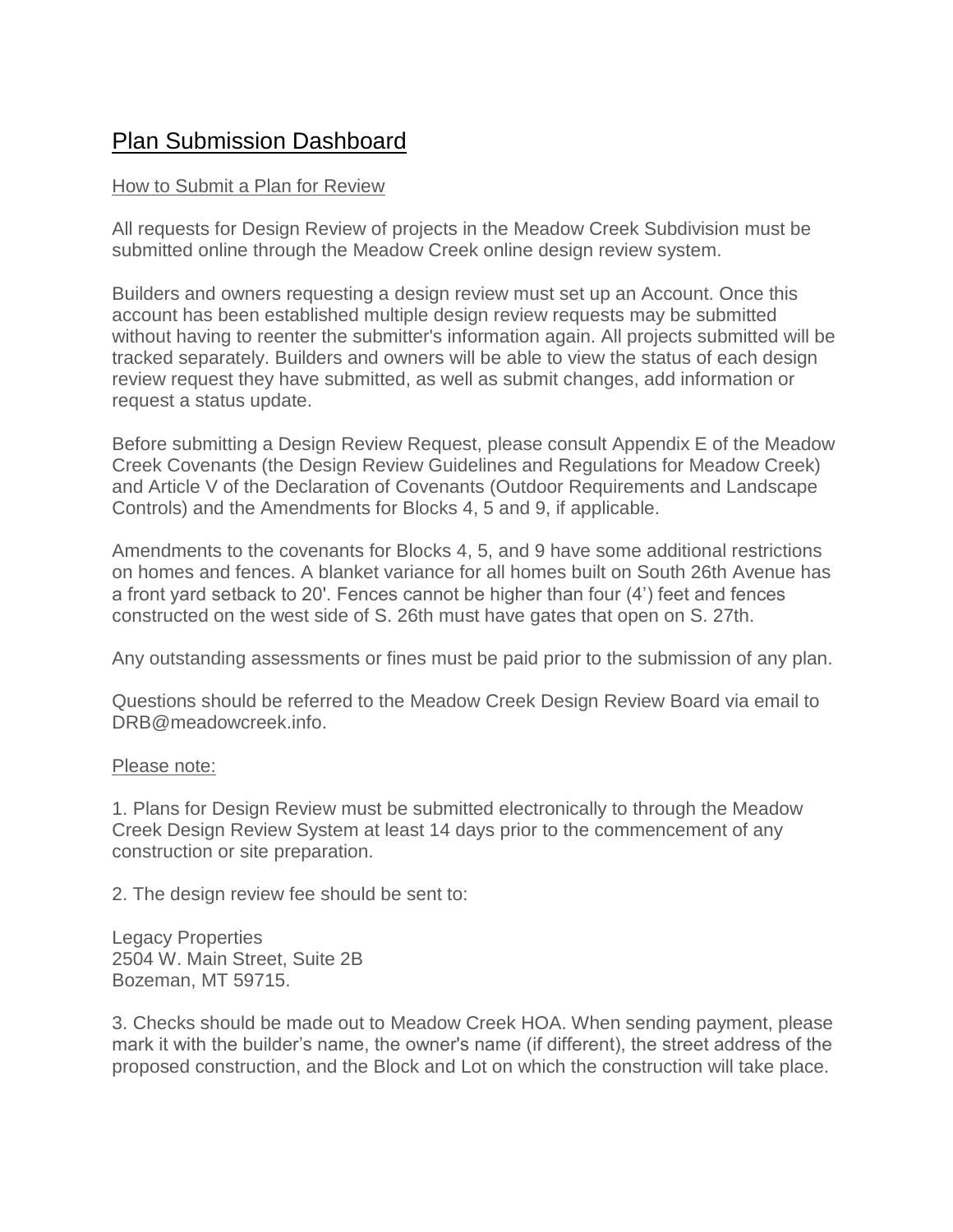# Plan Submission Dashboard

## How to Submit a Plan for Review

All requests for Design Review of projects in the Meadow Creek Subdivision must be submitted online through the Meadow Creek online design review system.

Builders and owners requesting a design review must set up an Account. Once this account has been established multiple design review requests may be submitted without having to reenter the submitter's information again. All projects submitted will be tracked separately. Builders and owners will be able to view the status of each design review request they have submitted, as well as submit changes, add information or request a status update.

Before submitting a Design Review Request, please consult Appendix E of the Meadow Creek Covenants (the Design Review Guidelines and Regulations for Meadow Creek) and Article V of the Declaration of Covenants (Outdoor Requirements and Landscape Controls) and the Amendments for Blocks 4, 5 and 9, if applicable.

Amendments to the covenants for Blocks 4, 5, and 9 have some additional restrictions on homes and fences. A blanket variance for all homes built on South 26th Avenue has a front yard setback to 20'. Fences cannot be higher than four (4') feet and fences constructed on the west side of S. 26th must have gates that open on S. 27th.

Any outstanding assessments or fines must be paid prior to the submission of any plan.

Questions should be referred to the Meadow Creek Design Review Board via email to DRB@meadowcreek.info.

## Please note:

1. Plans for Design Review must be submitted electronically to through the Meadow Creek Design Review System at least 14 days prior to the commencement of any construction or site preparation.

2. The design review fee should be sent to:

Legacy Properties
2504 W. Main Street, Suite 2B
Bozeman, MT 59715.

3. Checks should be made out to Meadow Creek HOA. When sending payment, please mark it with the builder's name, the owner's name (if different), the street address of the proposed construction, and the Block and Lot on which the construction will take place.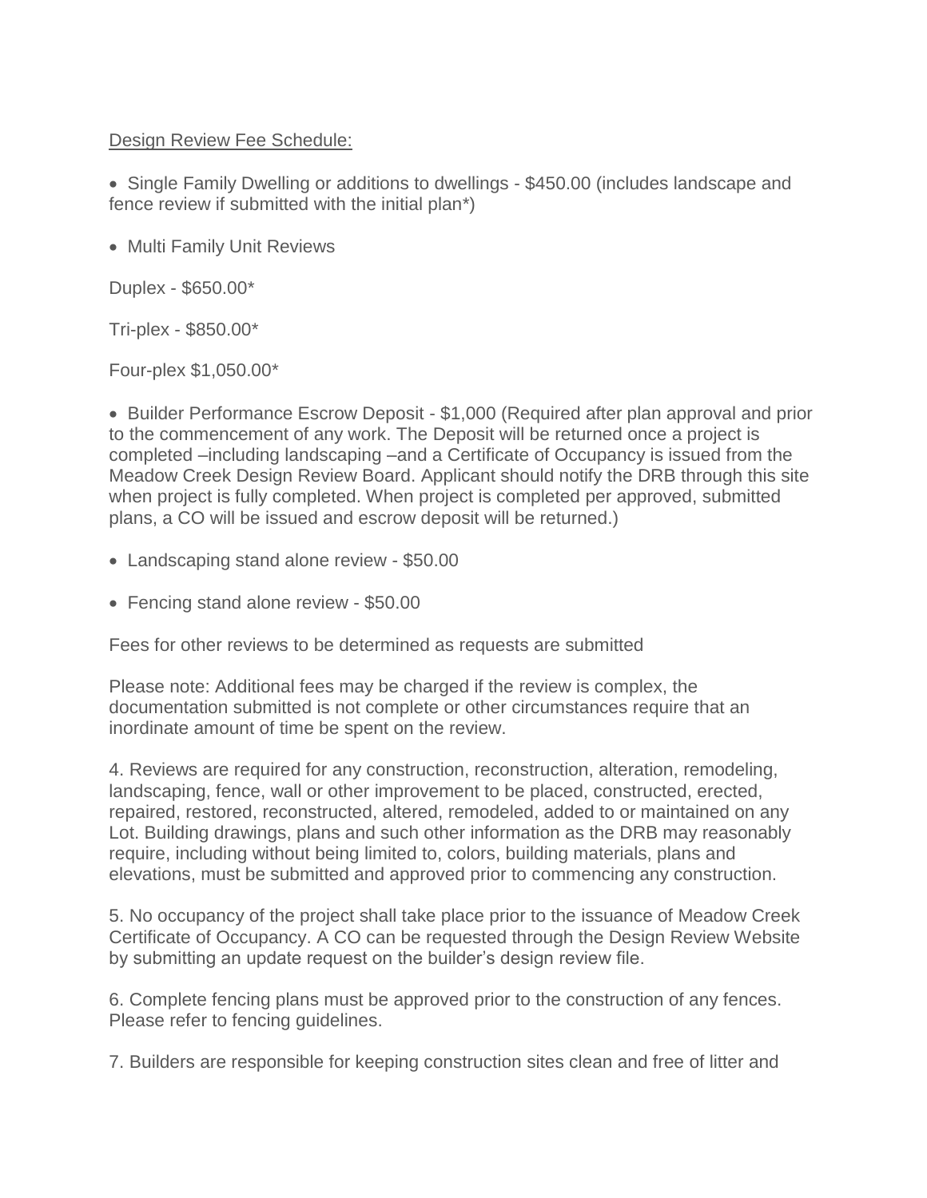Design Review Fee Schedule:

- Single Family Dwelling or additions to dwellings - $450.00 (includes landscape and fence review if submitted with the initial plan*)
- Multi Family Unit Reviews

Duplex - $650.00*

Tri-plex - $850.00*

Four-plex $1,050.00*

- Builder Performance Escrow Deposit - $1,000 (Required after plan approval and prior to the commencement of any work. The Deposit will be returned once a project is completed –including landscaping –and a Certificate of Occupancy is issued from the Meadow Creek Design Review Board. Applicant should notify the DRB through this site when project is fully completed. When project is completed per approved, submitted plans, a CO will be issued and escrow deposit will be returned.)
- Landscaping stand alone review - $50.00
- Fencing stand alone review - $50.00

Fees for other reviews to be determined as requests are submitted

Please note: Additional fees may be charged if the review is complex, the documentation submitted is not complete or other circumstances require that an inordinate amount of time be spent on the review.

4. Reviews are required for any construction, reconstruction, alteration, remodeling, landscaping, fence, wall or other improvement to be placed, constructed, erected, repaired, restored, reconstructed, altered, remodeled, added to or maintained on any Lot. Building drawings, plans and such other information as the DRB may reasonably require, including without being limited to, colors, building materials, plans and elevations, must be submitted and approved prior to commencing any construction.

5. No occupancy of the project shall take place prior to the issuance of Meadow Creek Certificate of Occupancy. A CO can be requested through the Design Review Website by submitting an update request on the builder's design review file.

6. Complete fencing plans must be approved prior to the construction of any fences. Please refer to fencing guidelines.

7. Builders are responsible for keeping construction sites clean and free of litter and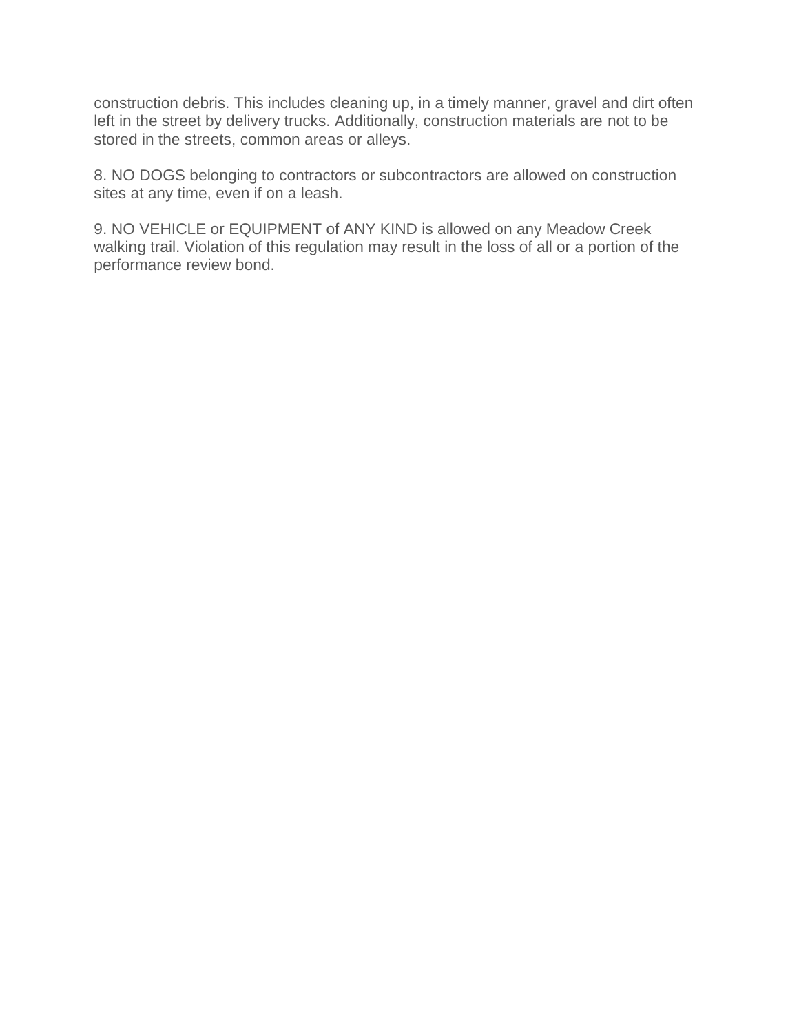construction debris. This includes cleaning up, in a timely manner, gravel and dirt often left in the street by delivery trucks. Additionally, construction materials are not to be stored in the streets, common areas or alleys.

8. NO DOGS belonging to contractors or subcontractors are allowed on construction sites at any time, even if on a leash.

9. NO VEHICLE or EQUIPMENT of ANY KIND is allowed on any Meadow Creek walking trail. Violation of this regulation may result in the loss of all or a portion of the performance review bond.